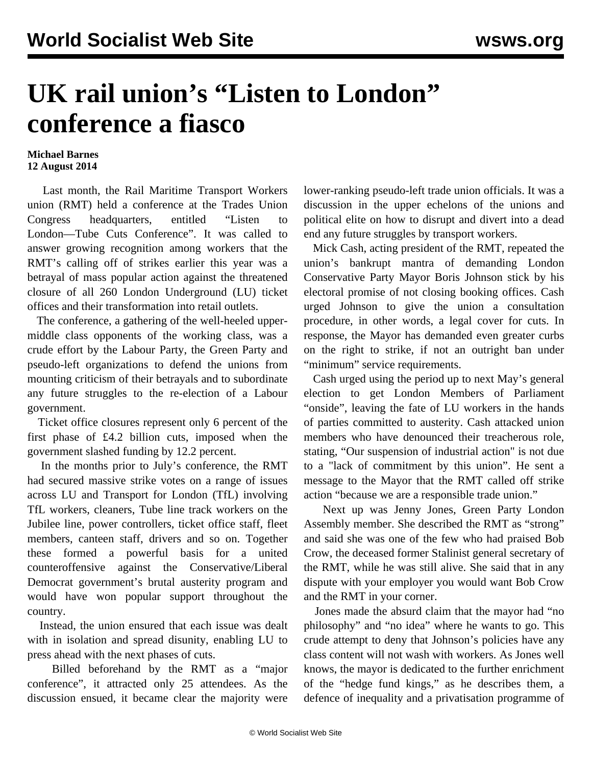# UK rail union's "Listen to London" conference a fiasco

**Michael Barnes**
**12 August 2014**

Last month, the Rail Maritime Transport Workers union (RMT) held a conference at the Trades Union Congress headquarters, entitled "Listen to London—Tube Cuts Conference". It was called to answer growing recognition among workers that the RMT's calling off of strikes earlier this year was a betrayal of mass popular action against the threatened closure of all 260 London Underground (LU) ticket offices and their transformation into retail outlets.

The conference, a gathering of the well-heeled upper-middle class opponents of the working class, was a crude effort by the Labour Party, the Green Party and pseudo-left organizations to defend the unions from mounting criticism of their betrayals and to subordinate any future struggles to the re-election of a Labour government.

Ticket office closures represent only 6 percent of the first phase of £4.2 billion cuts, imposed when the government slashed funding by 12.2 percent.

In the months prior to July's conference, the RMT had secured massive strike votes on a range of issues across LU and Transport for London (TfL) involving TfL workers, cleaners, Tube line track workers on the Jubilee line, power controllers, ticket office staff, fleet members, canteen staff, drivers and so on. Together these formed a powerful basis for a united counteroffensive against the Conservative/Liberal Democrat government's brutal austerity program and would have won popular support throughout the country.

Instead, the union ensured that each issue was dealt with in isolation and spread disunity, enabling LU to press ahead with the next phases of cuts.

Billed beforehand by the RMT as a "major conference", it attracted only 25 attendees. As the discussion ensued, it became clear the majority were lower-ranking pseudo-left trade union officials. It was a discussion in the upper echelons of the unions and political elite on how to disrupt and divert into a dead end any future struggles by transport workers.

Mick Cash, acting president of the RMT, repeated the union's bankrupt mantra of demanding London Conservative Party Mayor Boris Johnson stick by his electoral promise of not closing booking offices. Cash urged Johnson to give the union a consultation procedure, in other words, a legal cover for cuts. In response, the Mayor has demanded even greater curbs on the right to strike, if not an outright ban under "minimum" service requirements.

Cash urged using the period up to next May's general election to get London Members of Parliament "onside", leaving the fate of LU workers in the hands of parties committed to austerity. Cash attacked union members who have denounced their treacherous role, stating, "Our suspension of industrial action" is not due to a "lack of commitment by this union". He sent a message to the Mayor that the RMT called off strike action "because we are a responsible trade union."

Next up was Jenny Jones, Green Party London Assembly member. She described the RMT as "strong" and said she was one of the few who had praised Bob Crow, the deceased former Stalinist general secretary of the RMT, while he was still alive. She said that in any dispute with your employer you would want Bob Crow and the RMT in your corner.

Jones made the absurd claim that the mayor had "no philosophy" and "no idea" where he wants to go. This crude attempt to deny that Johnson's policies have any class content will not wash with workers. As Jones well knows, the mayor is dedicated to the further enrichment of the "hedge fund kings," as he describes them, a defence of inequality and a privatisation programme of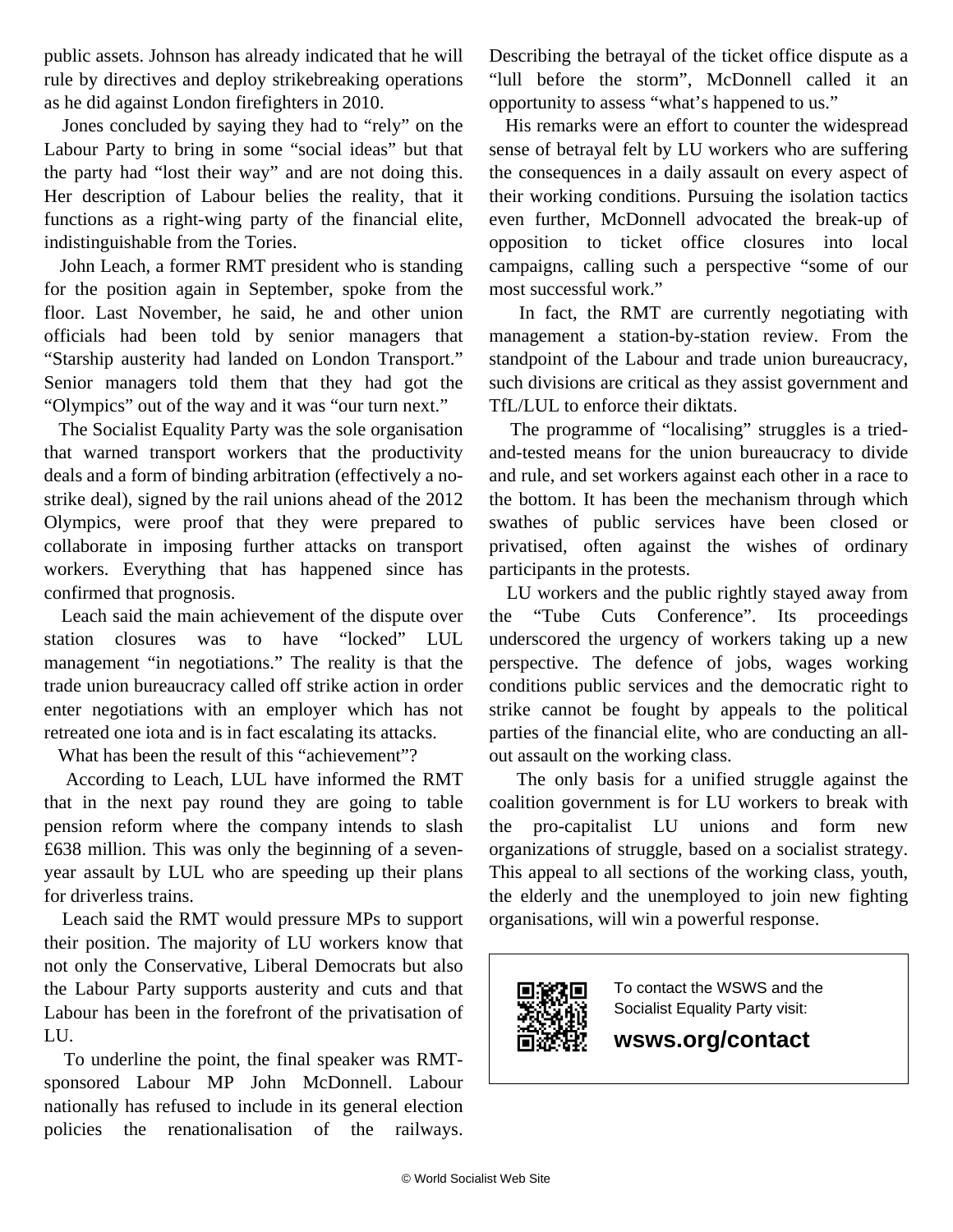public assets. Johnson has already indicated that he will rule by directives and deploy strikebreaking operations as he did against London firefighters in 2010.

Jones concluded by saying they had to "rely" on the Labour Party to bring in some "social ideas" but that the party had "lost their way" and are not doing this. Her description of Labour belies the reality, that it functions as a right-wing party of the financial elite, indistinguishable from the Tories.

John Leach, a former RMT president who is standing for the position again in September, spoke from the floor. Last November, he said, he and other union officials had been told by senior managers that "Starship austerity had landed on London Transport." Senior managers told them that they had got the "Olympics" out of the way and it was "our turn next."

The Socialist Equality Party was the sole organisation that warned transport workers that the productivity deals and a form of binding arbitration (effectively a no-strike deal), signed by the rail unions ahead of the 2012 Olympics, were proof that they were prepared to collaborate in imposing further attacks on transport workers. Everything that has happened since has confirmed that prognosis.

Leach said the main achievement of the dispute over station closures was to have "locked" LUL management "in negotiations." The reality is that the trade union bureaucracy called off strike action in order enter negotiations with an employer which has not retreated one iota and is in fact escalating its attacks.

What has been the result of this "achievement"?

According to Leach, LUL have informed the RMT that in the next pay round they are going to table pension reform where the company intends to slash £638 million. This was only the beginning of a seven-year assault by LUL who are speeding up their plans for driverless trains.

Leach said the RMT would pressure MPs to support their position. The majority of LU workers know that not only the Conservative, Liberal Democrats but also the Labour Party supports austerity and cuts and that Labour has been in the forefront of the privatisation of LU.

To underline the point, the final speaker was RMT-sponsored Labour MP John McDonnell. Labour nationally has refused to include in its general election policies the renationalisation of the railways. Describing the betrayal of the ticket office dispute as a "lull before the storm", McDonnell called it an opportunity to assess "what's happened to us."

His remarks were an effort to counter the widespread sense of betrayal felt by LU workers who are suffering the consequences in a daily assault on every aspect of their working conditions. Pursuing the isolation tactics even further, McDonnell advocated the break-up of opposition to ticket office closures into local campaigns, calling such a perspective "some of our most successful work."

In fact, the RMT are currently negotiating with management a station-by-station review. From the standpoint of the Labour and trade union bureaucracy, such divisions are critical as they assist government and TfL/LUL to enforce their diktats.

The programme of "localising" struggles is a tried-and-tested means for the union bureaucracy to divide and rule, and set workers against each other in a race to the bottom. It has been the mechanism through which swathes of public services have been closed or privatised, often against the wishes of ordinary participants in the protests.

LU workers and the public rightly stayed away from the "Tube Cuts Conference". Its proceedings underscored the urgency of workers taking up a new perspective. The defence of jobs, wages working conditions public services and the democratic right to strike cannot be fought by appeals to the political parties of the financial elite, who are conducting an all-out assault on the working class.

The only basis for a unified struggle against the coalition government is for LU workers to break with the pro-capitalist LU unions and form new organizations of struggle, based on a socialist strategy. This appeal to all sections of the working class, youth, the elderly and the unemployed to join new fighting organisations, will win a powerful response.

To contact the WSWS and the Socialist Equality Party visit:

**wsws.org/contact**